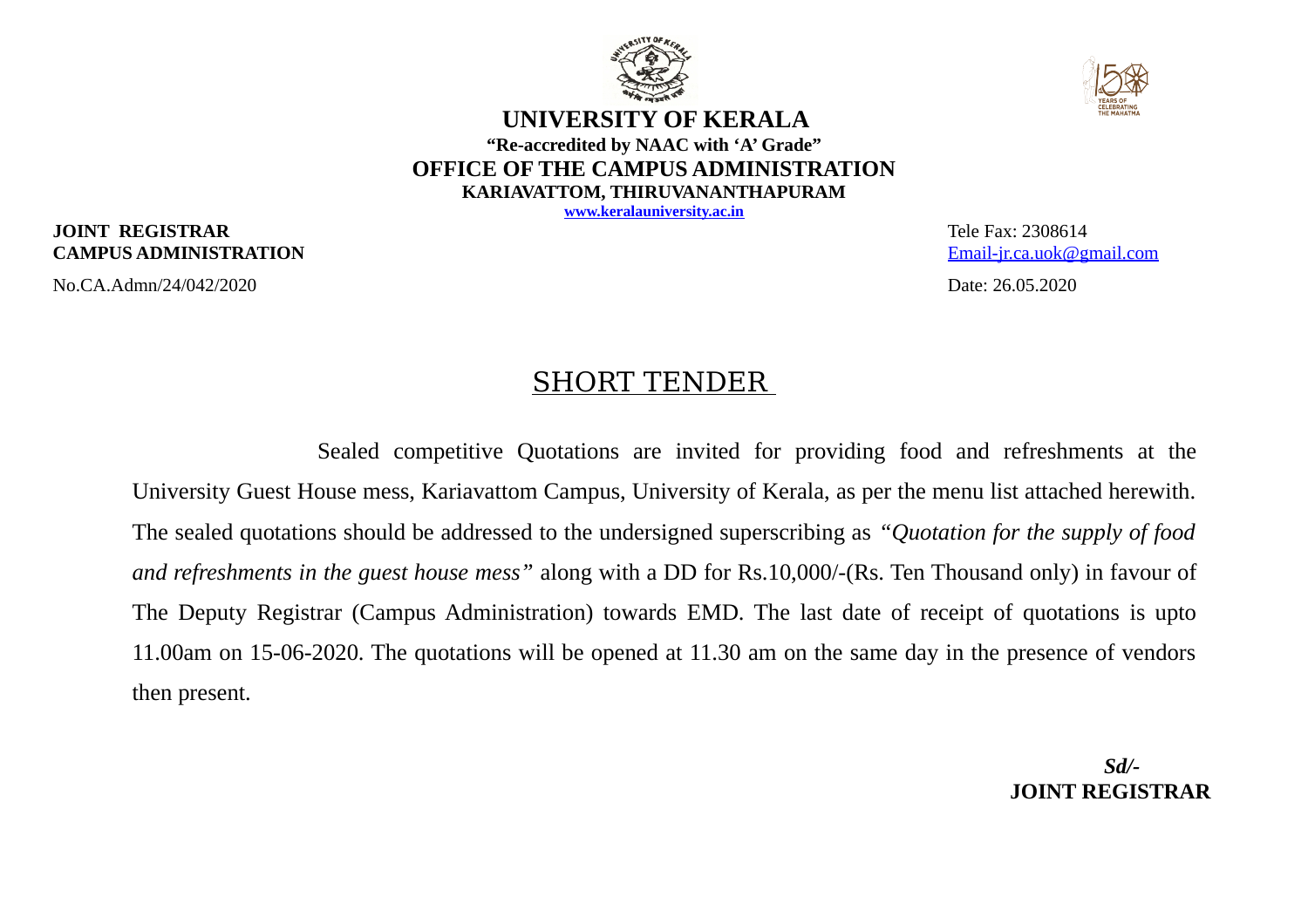# UNIVERSITY OF KERALA

**"Re-accredited by NAAC with 'A' Grade"**

## OFFICE OF THE CAMPUS ADMINISTRATION

**KARIAVATTOM, THIRUVANANTHAPURAM**

www.keralauniversity.ac.in

**JOINT REGISTRAR**
**CAMPUS ADMINISTRATION**

Tele Fax: 2308614
Email-jr.ca.uok@gmail.com

No.CA.Admn/24/042/2020

Date: 26.05.2020

## SHORT TENDER

Sealed competitive Quotations are invited for providing food and refreshments at the University Guest House mess, Kariavattom Campus, University of Kerala, as per the menu list attached herewith. The sealed quotations should be addressed to the undersigned superscribing as *"Quotation for the supply of food and refreshments in the guest house mess"* along with a DD for Rs.10,000/-(Rs. Ten Thousand only) in favour of The Deputy Registrar (Campus Administration) towards EMD. The last date of receipt of quotations is upto 11.00am on 15-06-2020. The quotations will be opened at 11.30 am on the same day in the presence of vendors then present.

***Sd/-***
**JOINT REGISTRAR**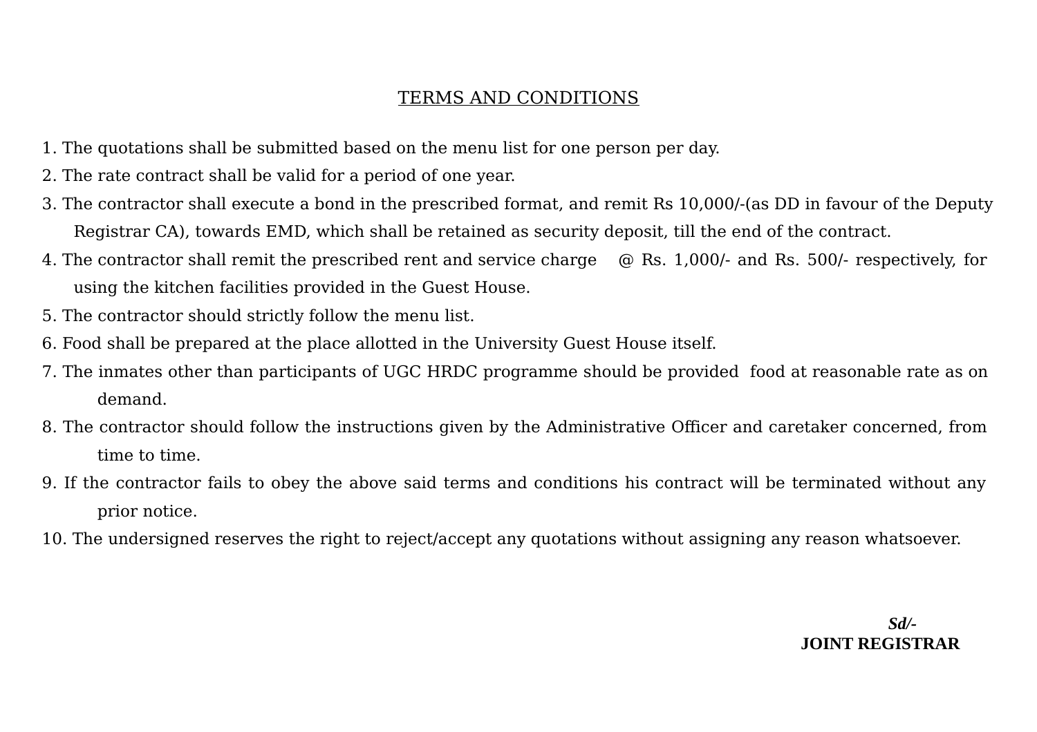## TERMS AND CONDITIONS

1. The quotations shall be submitted based on the menu list for one person per day.
2. The rate contract shall be valid for a period of one year.
3. The contractor shall execute a bond in the prescribed format, and remit Rs 10,000/-(as DD in favour of the Deputy Registrar CA), towards EMD, which shall be retained as security deposit, till the end of the contract.
4. The contractor shall remit the prescribed rent and service charge @ Rs. 1,000/- and Rs. 500/- respectively, for using the kitchen facilities provided in the Guest House.
5. The contractor should strictly follow the menu list.
6. Food shall be prepared at the place allotted in the University Guest House itself.
7. The inmates other than participants of UGC HRDC programme should be provided food at reasonable rate as on demand.
8. The contractor should follow the instructions given by the Administrative Officer and caretaker concerned, from time to time.
9. If the contractor fails to obey the above said terms and conditions his contract will be terminated without any prior notice.
10. The undersigned reserves the right to reject/accept any quotations without assigning any reason whatsoever.

***Sd/-***
**JOINT REGISTRAR**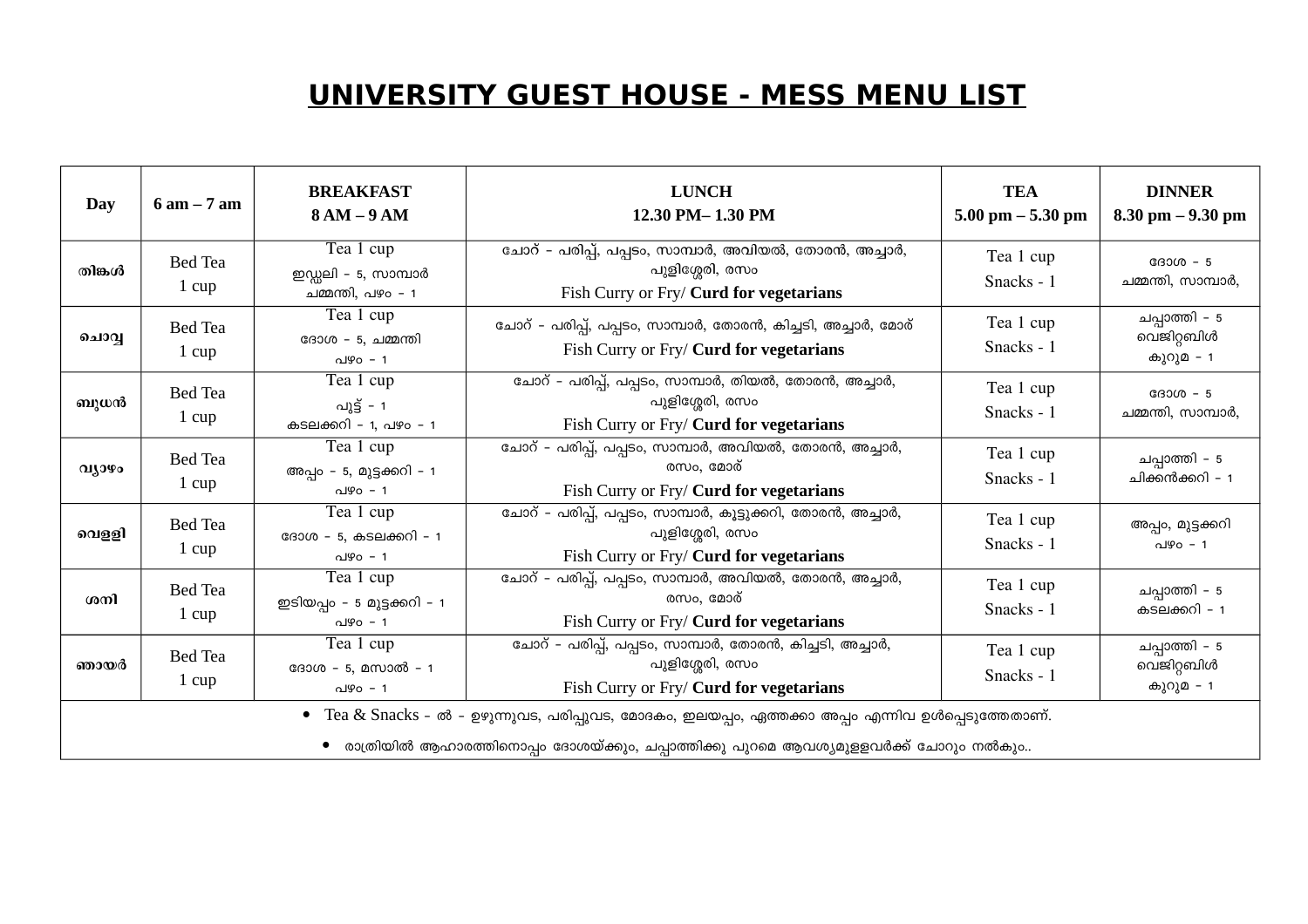# UNIVERSITY GUEST HOUSE - MESS MENU LIST

| Day | 6 am – 7 am | BREAKFAST 8 AM – 9 AM | LUNCH 12.30 PM– 1.30 PM | TEA 5.00 pm – 5.30 pm | DINNER 8.30 pm – 9.30 pm |
|---|---|---|---|---|---|
| തിങ്കൾ | Bed Tea 1 cup | Tea 1 cup ഇഡ്ഡലി - 5, സാമ്പാർ ചമ്മന്തി, പഴം - 1 | ചോറ് - പരിപ്പ്, പപ്പടം, സാമ്പാർ, അവിയൽ, തോരൻ, അച്ചാർ, പുളിശ്ശേരി, രസം Fish Curry or Fry/ **Curd for vegetarians** | Tea 1 cup Snacks - 1 | ദോശ - 5 ചമ്മന്തി, സാമ്പാർ, |
| ചൊവ്വ | Bed Tea 1 cup | Tea 1 cup ദോശ - 5, ചമ്മന്തി പഴം - 1 | ചോറ് - പരിപ്പ്, പപ്പടം, സാമ്പാർ, തോരൻ, കിച്ചടി, അച്ചാർ, മോര് Fish Curry or Fry/ **Curd for vegetarians** | Tea 1 cup Snacks - 1 | ചപ്പാത്തി - 5 വെജിറ്റബിൾ കുറുമ - 1 |
| ബുധൻ | Bed Tea 1 cup | Tea 1 cup പുട്ട് - 1 കടലക്കറി - 1, പഴം - 1 | ചോറ് - പരിപ്പ്, പപ്പടം, സാമ്പാർ, തിയൽ, തോരൻ, അച്ചാർ, പുളിശ്ശേരി, രസം Fish Curry or Fry/ **Curd for vegetarians** | Tea 1 cup Snacks - 1 | ദോശ - 5 ചമ്മന്തി, സാമ്പാർ, |
| വ്യാഴം | Bed Tea 1 cup | Tea 1 cup അപ്പം - 5, മുട്ടക്കറി - 1 പഴം - 1 | ചോറ് - പരിപ്പ്, പപ്പടം, സാമ്പാർ, അവിയൽ, തോരൻ, അച്ചാർ, രസം, മോര് Fish Curry or Fry/ **Curd for vegetarians** | Tea 1 cup Snacks - 1 | ചപ്പാത്തി - 5 ചിക്കൻക്കറി - 1 |
| വെള്ളി | Bed Tea 1 cup | Tea 1 cup ദോശ - 5, കടലക്കറി - 1 പഴം - 1 | ചോറ് - പരിപ്പ്, പപ്പടം, സാമ്പാർ, കൂട്ടുക്കറി, തോരൻ, അച്ചാർ, പുളിശ്ശേരി, രസം Fish Curry or Fry/ **Curd for vegetarians** | Tea 1 cup Snacks - 1 | അപ്പം, മുട്ടക്കറി പഴം - 1 |
| ശനി | Bed Tea 1 cup | Tea 1 cup ഇടിയപ്പം - 5 മുട്ടക്കറി - 1 പഴം - 1 | ചോറ് - പരിപ്പ്, പപ്പടം, സാമ്പാർ, അവിയൽ, തോരൻ, അച്ചാർ, രസം, മോര് Fish Curry or Fry/ **Curd for vegetarians** | Tea 1 cup Snacks - 1 | ചപ്പാത്തി - 5 കടലക്കറി - 1 |
| ഞായർ | Bed Tea 1 cup | Tea 1 cup ദോശ - 5, മസാൽ - 1 പഴം - 1 | ചോറ് - പരിപ്പ്, പപ്പടം, സാമ്പാർ, തോരൻ, കിച്ചടി, അച്ചാർ, പുളിശ്ശേരി, രസം Fish Curry or Fry/ **Curd for vegetarians** | Tea 1 cup Snacks - 1 | ചപ്പാത്തി - 5 വെജിറ്റബിൾ കുറുമ - 1 |

- Tea & Snacks - ൽ - ഉഴുന്നുവട, പരിപ്പുവട, മോദകം, ഇലയപ്പം, ഏത്തക്കാ അപ്പം എന്നിവ ഉൾപ്പെടുത്തേതാണ്.
- രാത്രിയിൽ ആഹാരത്തിനൊപ്പം ദോശയ്ക്കും, ചപ്പാത്തിക്കു പുറമെ ആവശ്യമുള്ളവർക്ക് ചോറും നൽകും..